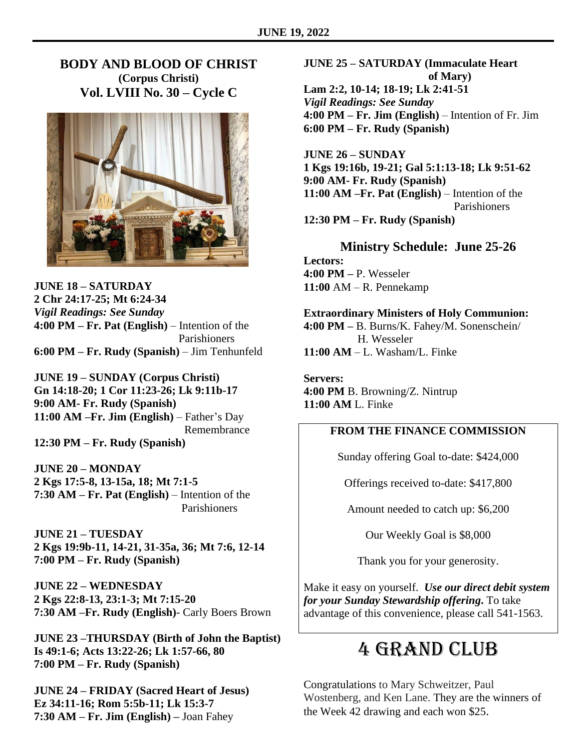**JUNE 19, 2022**

## BODY AND BLOOD OF CHRIST
**(Corpus Christi)**
**Vol. LVIII No. 30 – Cycle C**

**JUNE 18 – SATURDAY**
**2 Chr 24:17-25; Mt 6:24-34**
***Vigil Readings: See Sunday***
**4:00 PM – Fr. Pat (English)** – Intention of the Parishioners
**6:00 PM – Fr. Rudy (Spanish)** – Jim Tenhunfeld

**JUNE 19 – SUNDAY (Corpus Christi)**
**Gn 14:18-20; 1 Cor 11:23-26; Lk 9:11b-17**
**9:00 AM- Fr. Rudy (Spanish)**
**11:00 AM –Fr. Jim (English)** – Father's Day Remembrance
**12:30 PM – Fr. Rudy (Spanish)**

**JUNE 20 – MONDAY**
**2 Kgs 17:5-8, 13-15a, 18; Mt 7:1-5**
**7:30 AM – Fr. Pat (English)** – Intention of the Parishioners

**JUNE 21 – TUESDAY**
**2 Kgs 19:9b-11, 14-21, 31-35a, 36; Mt 7:6, 12-14**
**7:00 PM – Fr. Rudy (Spanish)**

**JUNE 22 – WEDNESDAY**
**2 Kgs 22:8-13, 23:1-3; Mt 7:15-20**
**7:30 AM –Fr. Rudy (English)**- Carly Boers Brown

**JUNE 23 –THURSDAY (Birth of John the Baptist)**
**Is 49:1-6; Acts 13:22-26; Lk 1:57-66, 80**
**7:00 PM – Fr. Rudy (Spanish)**

**JUNE 24 – FRIDAY (Sacred Heart of Jesus)**
**Ez 34:11-16; Rom 5:5b-11; Lk 15:3-7**
**7:30 AM – Fr. Jim (English) –** Joan Fahey

**JUNE 25 – SATURDAY (Immaculate Heart of Mary)**
**Lam 2:2, 10-14; 18-19; Lk 2:41-51**
***Vigil Readings: See Sunday***
**4:00 PM – Fr. Jim (English)** – Intention of Fr. Jim
**6:00 PM – Fr. Rudy (Spanish)**

**JUNE 26 – SUNDAY**
**1 Kgs 19:16b, 19-21; Gal 5:1:13-18; Lk 9:51-62**
**9:00 AM- Fr. Rudy (Spanish)**
**11:00 AM –Fr. Pat (English)** – Intention of the Parishioners
**12:30 PM – Fr. Rudy (Spanish)**

### Ministry Schedule: June 25-26

**Lectors:**
**4:00 PM –** P. Wesseler
**11:00** AM – R. Pennekamp

**Extraordinary Ministers of Holy Communion:**
**4:00 PM –** B. Burns/K. Fahey/M. Sonenschein/ H. Wesseler
**11:00 AM** – L. Washam/L. Finke

**Servers:**
**4:00 PM** B. Browning/Z. Nintrup
**11:00 AM** L. Finke

### FROM THE FINANCE COMMISSION

Sunday offering Goal to-date: $424,000

Offerings received to-date: $417,800

Amount needed to catch up: $6,200

Our Weekly Goal is $8,000

Thank you for your generosity.

Make it easy on yourself. ***Use our direct debit system for your Sunday Stewardship offering.*** To take advantage of this convenience, please call 541-1563.

## 4 GRAND CLUB

Congratulations to Mary Schweitzer, Paul Wostenberg, and Ken Lane. They are the winners of the Week 42 drawing and each won $25.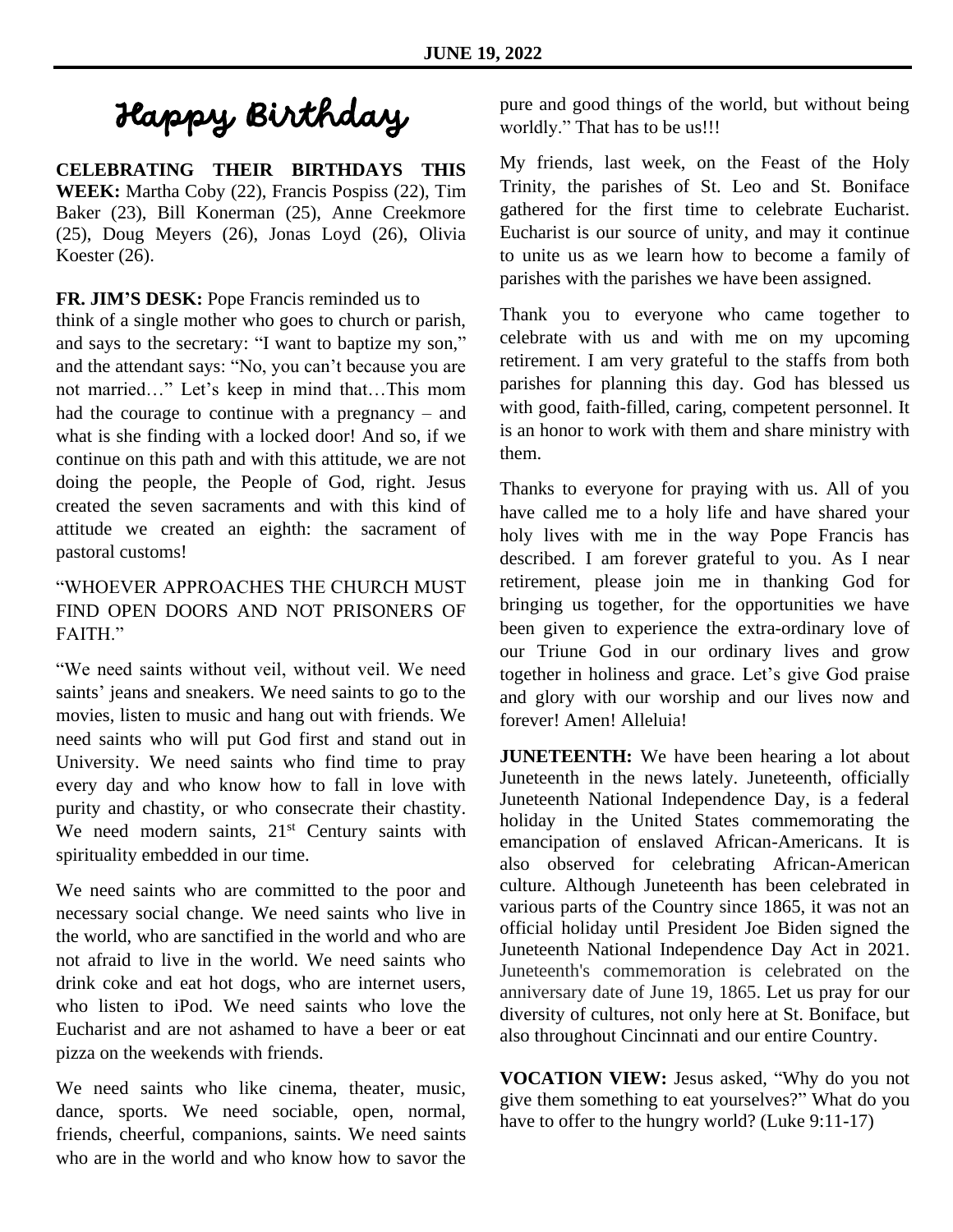# Happy Birthday

**CELEBRATING THEIR BIRTHDAYS THIS WEEK:** Martha Coby (22), Francis Pospiss (22), Tim Baker (23), Bill Konerman (25), Anne Creekmore (25), Doug Meyers (26), Jonas Loyd (26), Olivia Koester (26).

**FR. JIM'S DESK:** Pope Francis reminded us to think of a single mother who goes to church or parish, and says to the secretary: "I want to baptize my son," and the attendant says: "No, you can't because you are not married…" Let's keep in mind that…This mom had the courage to continue with a pregnancy – and what is she finding with a locked door! And so, if we continue on this path and with this attitude, we are not doing the people, the People of God, right. Jesus created the seven sacraments and with this kind of attitude we created an eighth: the sacrament of pastoral customs!

"WHOEVER APPROACHES THE CHURCH MUST FIND OPEN DOORS AND NOT PRISONERS OF FAITH."

"We need saints without veil, without veil. We need saints' jeans and sneakers. We need saints to go to the movies, listen to music and hang out with friends. We need saints who will put God first and stand out in University. We need saints who find time to pray every day and who know how to fall in love with purity and chastity, or who consecrate their chastity. We need modern saints, 21st Century saints with spirituality embedded in our time.

We need saints who are committed to the poor and necessary social change. We need saints who live in the world, who are sanctified in the world and who are not afraid to live in the world. We need saints who drink coke and eat hot dogs, who are internet users, who listen to iPod. We need saints who love the Eucharist and are not ashamed to have a beer or eat pizza on the weekends with friends.

We need saints who like cinema, theater, music, dance, sports. We need sociable, open, normal, friends, cheerful, companions, saints. We need saints who are in the world and who know how to savor the pure and good things of the world, but without being worldly." That has to be us!!!

My friends, last week, on the Feast of the Holy Trinity, the parishes of St. Leo and St. Boniface gathered for the first time to celebrate Eucharist. Eucharist is our source of unity, and may it continue to unite us as we learn how to become a family of parishes with the parishes we have been assigned.

Thank you to everyone who came together to celebrate with us and with me on my upcoming retirement. I am very grateful to the staffs from both parishes for planning this day. God has blessed us with good, faith-filled, caring, competent personnel. It is an honor to work with them and share ministry with them.

Thanks to everyone for praying with us. All of you have called me to a holy life and have shared your holy lives with me in the way Pope Francis has described. I am forever grateful to you. As I near retirement, please join me in thanking God for bringing us together, for the opportunities we have been given to experience the extra-ordinary love of our Triune God in our ordinary lives and grow together in holiness and grace. Let's give God praise and glory with our worship and our lives now and forever! Amen! Alleluia!

**JUNETEENTH:** We have been hearing a lot about Juneteenth in the news lately. Juneteenth, officially Juneteenth National Independence Day, is a federal holiday in the United States commemorating the emancipation of enslaved African-Americans. It is also observed for celebrating African-American culture. Although Juneteenth has been celebrated in various parts of the Country since 1865, it was not an official holiday until President Joe Biden signed the Juneteenth National Independence Day Act in 2021. Juneteenth's commemoration is celebrated on the anniversary date of June 19, 1865. Let us pray for our diversity of cultures, not only here at St. Boniface, but also throughout Cincinnati and our entire Country.

**VOCATION VIEW:** Jesus asked, "Why do you not give them something to eat yourselves?" What do you have to offer to the hungry world? (Luke 9:11-17)